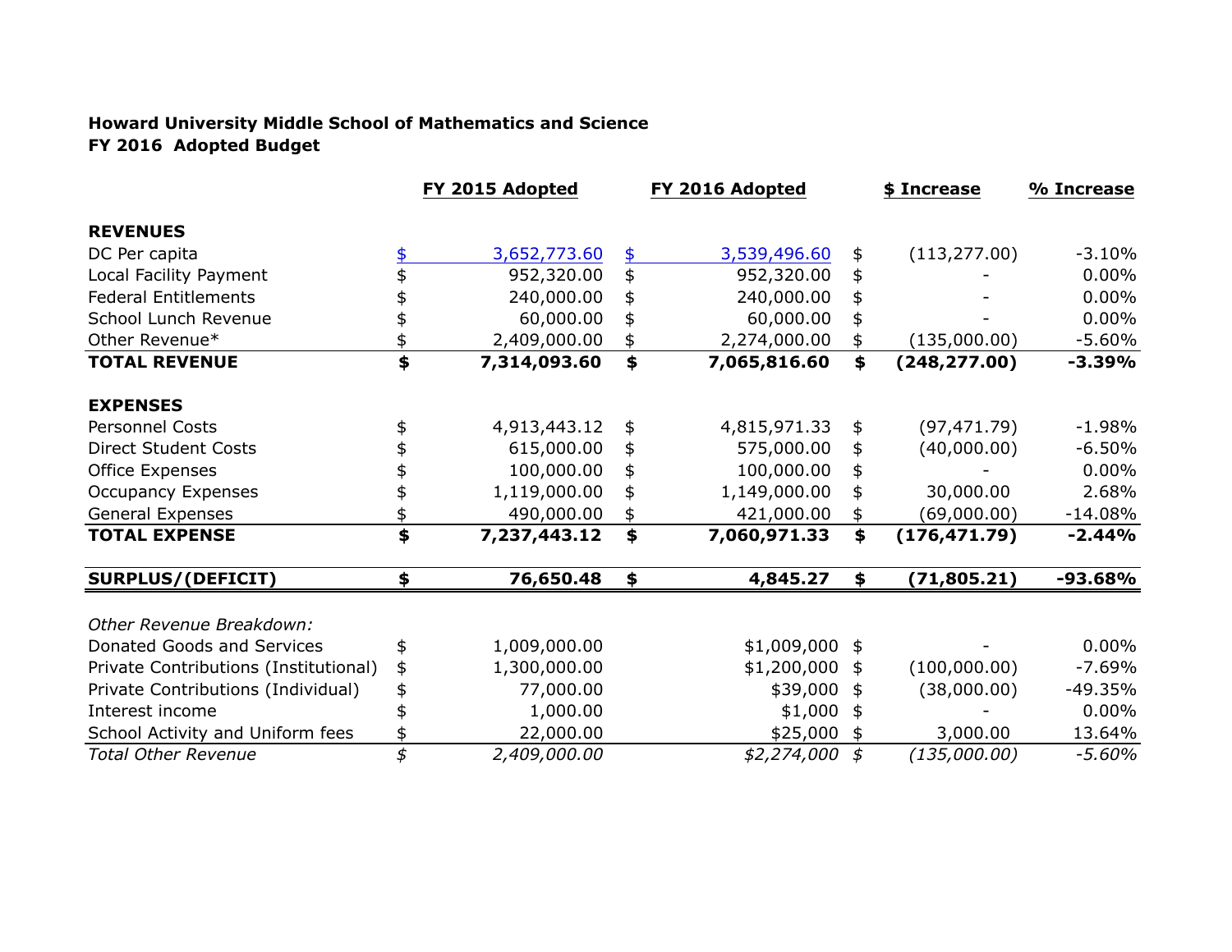**Howard University Middle School of Mathematics and Science**
**FY 2016 Adopted Budget**

| | FY 2015 Adopted | FY 2016 Adopted | $ Increase | % Increase |
|---|---|---|---|---|
| **REVENUES** | | | | |
| DC Per capita | $ 3,652,773.60 | $ 3,539,496.60 | $ (113,277.00) | -3.10% |
| Local Facility Payment | $ 952,320.00 | $ 952,320.00 | $ - | 0.00% |
| Federal Entitlements | $ 240,000.00 | $ 240,000.00 | $ - | 0.00% |
| School Lunch Revenue | $ 60,000.00 | $ 60,000.00 | $ - | 0.00% |
| Other Revenue* | $ 2,409,000.00 | $ 2,274,000.00 | $ (135,000.00) | -5.60% |
| **TOTAL REVENUE** | **$ 7,314,093.60** | **$ 7,065,816.60** | **$ (248,277.00)** | **-3.39%** |
| **EXPENSES** | | | | |
| Personnel Costs | $ 4,913,443.12 | $ 4,815,971.33 | $ (97,471.79) | -1.98% |
| Direct Student Costs | $ 615,000.00 | $ 575,000.00 | $ (40,000.00) | -6.50% |
| Office Expenses | $ 100,000.00 | $ 100,000.00 | $ - | 0.00% |
| Occupancy Expenses | $ 1,119,000.00 | $ 1,149,000.00 | $ 30,000.00 | 2.68% |
| General Expenses | $ 490,000.00 | $ 421,000.00 | $ (69,000.00) | -14.08% |
| **TOTAL EXPENSE** | **$ 7,237,443.12** | **$ 7,060,971.33** | **$ (176,471.79)** | **-2.44%** |
| **SURPLUS/(DEFICIT)** | **$ 76,650.48** | **$ 4,845.27** | **$ (71,805.21)** | **-93.68%** |
| *Other Revenue Breakdown:* | | | | |
| Donated Goods and Services | $ 1,009,000.00 | $1,009,000 | $ - | 0.00% |
| Private Contributions (Institutional) | $ 1,300,000.00 | $1,200,000 | $ (100,000.00) | -7.69% |
| Private Contributions (Individual) | $ 77,000.00 | $39,000 | $ (38,000.00) | -49.35% |
| Interest income | $ 1,000.00 | $1,000 | $ - | 0.00% |
| School Activity and Uniform fees | $ 22,000.00 | $25,000 | $ 3,000.00 | 13.64% |
| *Total Other Revenue* | *$ 2,409,000.00* | *$2,274,000* | *$ (135,000.00)* | *-5.60%* |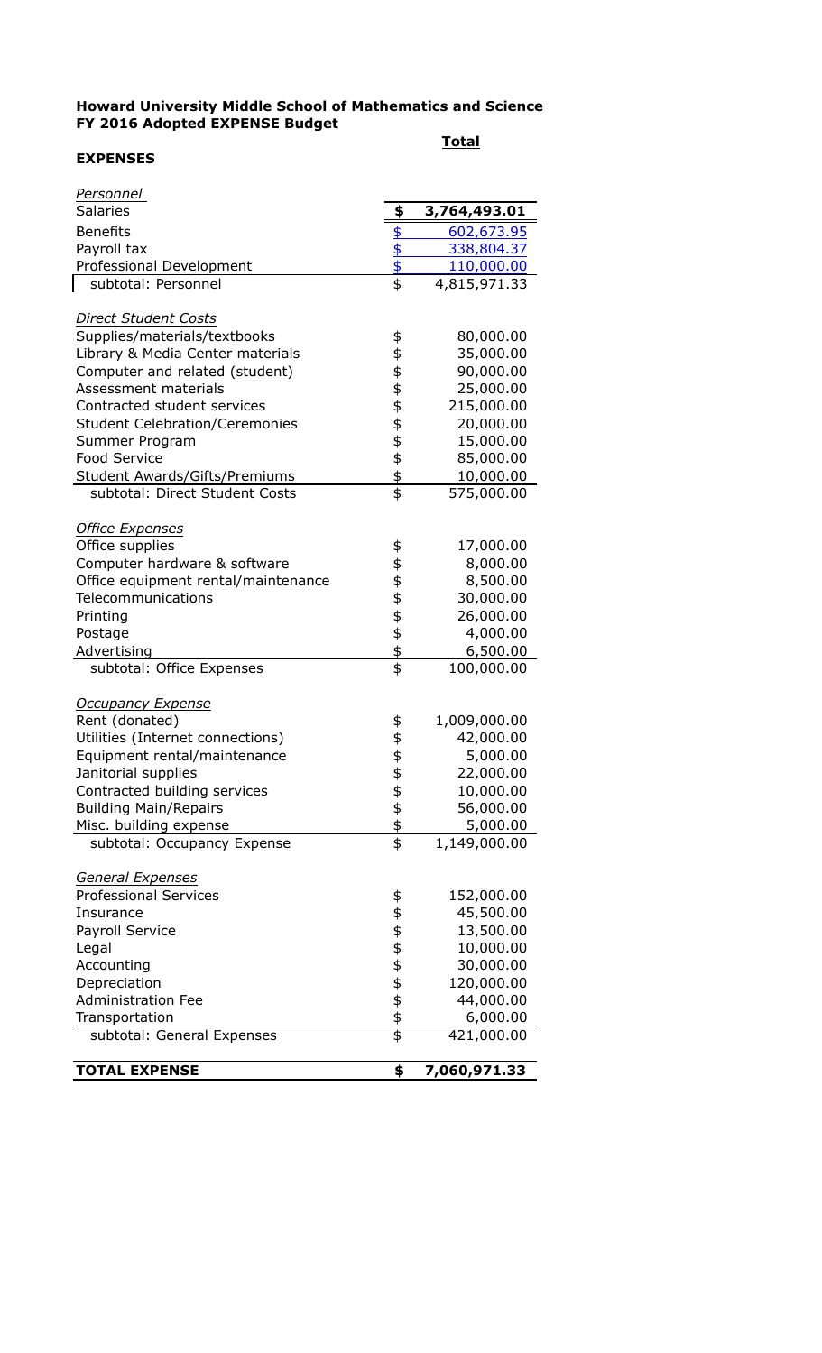**Howard University Middle School of Mathematics and Science**
**FY 2016 Adopted EXPENSE Budget**

| **EXPENSES** | | **Total** |
|---|---|---|
| *Personnel* | | |
| Salaries | **$** | **3,764,493.01** |
| Benefits | $ | 602,673.95 |
| Payroll tax | $ | 338,804.37 |
| Professional Development | $ | 110,000.00 |
| subtotal: Personnel | $ | 4,815,971.33 |
| *Direct Student Costs* | | |
| Supplies/materials/textbooks | $ | 80,000.00 |
| Library & Media Center materials | $ | 35,000.00 |
| Computer and related (student) | $ | 90,000.00 |
| Assessment materials | $ | 25,000.00 |
| Contracted student services | $ | 215,000.00 |
| Student Celebration/Ceremonies | $ | 20,000.00 |
| Summer Program | $ | 15,000.00 |
| Food Service | $ | 85,000.00 |
| Student Awards/Gifts/Premiums | $ | 10,000.00 |
| subtotal: Direct Student Costs | $ | 575,000.00 |
| *Office Expenses* | | |
| Office supplies | $ | 17,000.00 |
| Computer hardware & software | $ | 8,000.00 |
| Office equipment rental/maintenance | $ | 8,500.00 |
| Telecommunications | $ | 30,000.00 |
| Printing | $ | 26,000.00 |
| Postage | $ | 4,000.00 |
| Advertising | $ | 6,500.00 |
| subtotal: Office Expenses | $ | 100,000.00 |
| *Occupancy Expense* | | |
| Rent (donated) | $ | 1,009,000.00 |
| Utilities (Internet connections) | $ | 42,000.00 |
| Equipment rental/maintenance | $ | 5,000.00 |
| Janitorial supplies | $ | 22,000.00 |
| Contracted building services | $ | 10,000.00 |
| Building Main/Repairs | $ | 56,000.00 |
| Misc. building expense | $ | 5,000.00 |
| subtotal: Occupancy Expense | $ | 1,149,000.00 |
| *General Expenses* | | |
| Professional Services | $ | 152,000.00 |
| Insurance | $ | 45,500.00 |
| Payroll Service | $ | 13,500.00 |
| Legal | $ | 10,000.00 |
| Accounting | $ | 30,000.00 |
| Depreciation | $ | 120,000.00 |
| Administration Fee | $ | 44,000.00 |
| Transportation | $ | 6,000.00 |
| subtotal: General Expenses | $ | 421,000.00 |
| **TOTAL EXPENSE** | **$** | **7,060,971.33** |